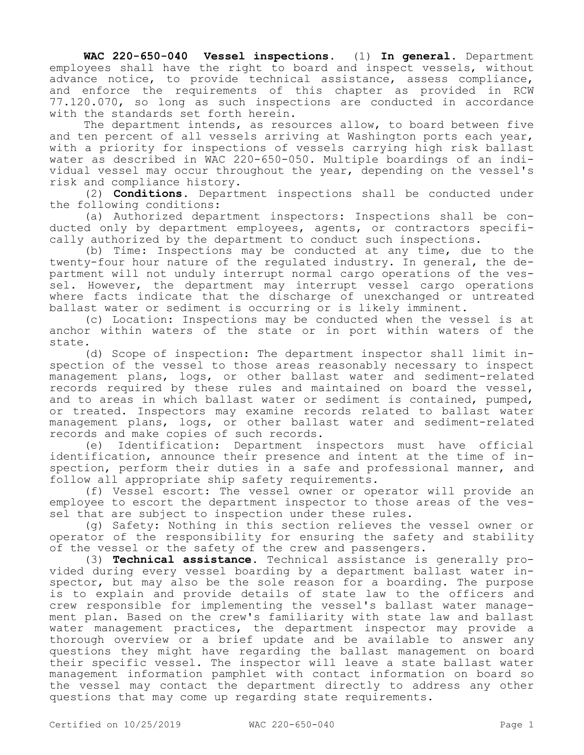**WAC 220-650-040 Vessel inspections.** (1) **In general.** Department employees shall have the right to board and inspect vessels, without advance notice, to provide technical assistance, assess compliance, and enforce the requirements of this chapter as provided in RCW 77.120.070, so long as such inspections are conducted in accordance with the standards set forth herein.

The department intends, as resources allow, to board between five and ten percent of all vessels arriving at Washington ports each year, with a priority for inspections of vessels carrying high risk ballast water as described in WAC 220-650-050. Multiple boardings of an individual vessel may occur throughout the year, depending on the vessel's risk and compliance history.

(2) **Conditions.** Department inspections shall be conducted under the following conditions:

(a) Authorized department inspectors: Inspections shall be conducted only by department employees, agents, or contractors specifically authorized by the department to conduct such inspections.

(b) Time: Inspections may be conducted at any time, due to the twenty-four hour nature of the regulated industry. In general, the department will not unduly interrupt normal cargo operations of the vessel. However, the department may interrupt vessel cargo operations where facts indicate that the discharge of unexchanged or untreated ballast water or sediment is occurring or is likely imminent.

(c) Location: Inspections may be conducted when the vessel is at anchor within waters of the state or in port within waters of the state.

(d) Scope of inspection: The department inspector shall limit inspection of the vessel to those areas reasonably necessary to inspect management plans, logs, or other ballast water and sediment-related records required by these rules and maintained on board the vessel, and to areas in which ballast water or sediment is contained, pumped, or treated. Inspectors may examine records related to ballast water management plans, logs, or other ballast water and sediment-related records and make copies of such records.

(e) Identification: Department inspectors must have official identification, announce their presence and intent at the time of inspection, perform their duties in a safe and professional manner, and follow all appropriate ship safety requirements.

(f) Vessel escort: The vessel owner or operator will provide an employee to escort the department inspector to those areas of the vessel that are subject to inspection under these rules.

(g) Safety: Nothing in this section relieves the vessel owner or operator of the responsibility for ensuring the safety and stability of the vessel or the safety of the crew and passengers.

(3) **Technical assistance.** Technical assistance is generally provided during every vessel boarding by a department ballast water inspector, but may also be the sole reason for a boarding. The purpose is to explain and provide details of state law to the officers and crew responsible for implementing the vessel's ballast water management plan. Based on the crew's familiarity with state law and ballast water management practices, the department inspector may provide a thorough overview or a brief update and be available to answer any questions they might have regarding the ballast management on board their specific vessel. The inspector will leave a state ballast water management information pamphlet with contact information on board so the vessel may contact the department directly to address any other questions that may come up regarding state requirements.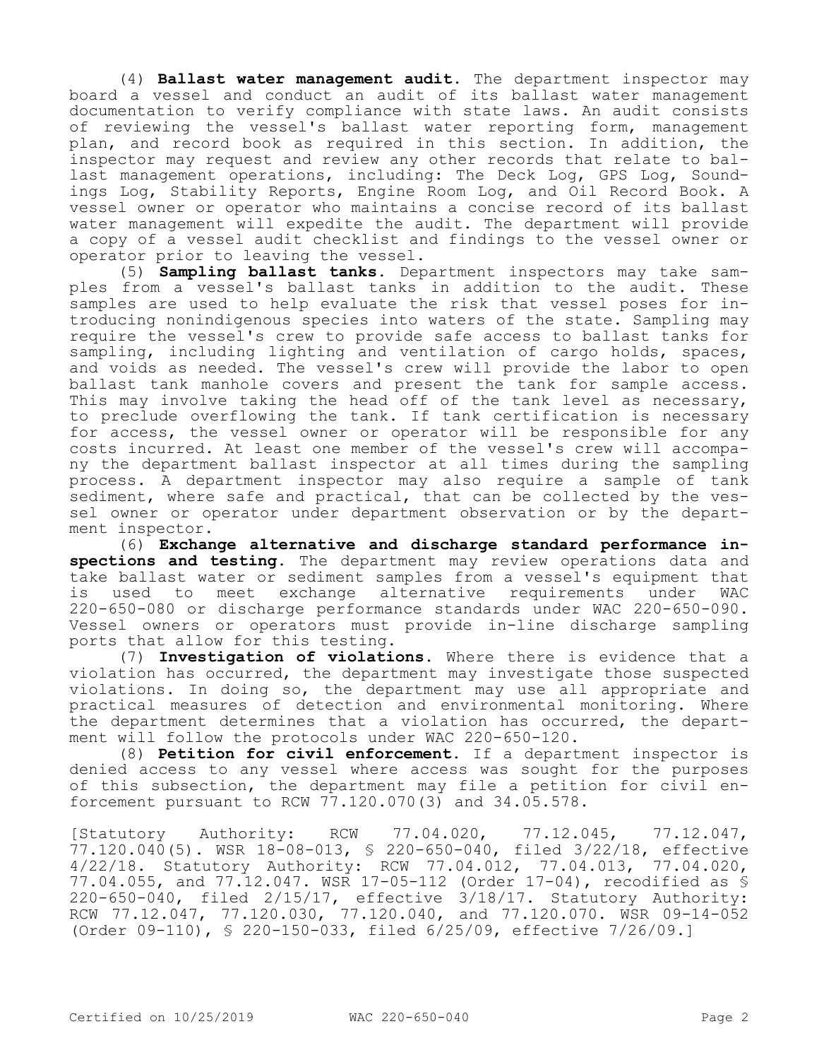(4) **Ballast water management audit.** The department inspector may board a vessel and conduct an audit of its ballast water management documentation to verify compliance with state laws. An audit consists of reviewing the vessel's ballast water reporting form, management plan, and record book as required in this section. In addition, the inspector may request and review any other records that relate to ballast management operations, including: The Deck Log, GPS Log, Soundings Log, Stability Reports, Engine Room Log, and Oil Record Book. A vessel owner or operator who maintains a concise record of its ballast water management will expedite the audit. The department will provide a copy of a vessel audit checklist and findings to the vessel owner or operator prior to leaving the vessel.

(5) **Sampling ballast tanks.** Department inspectors may take samples from a vessel's ballast tanks in addition to the audit. These samples are used to help evaluate the risk that vessel poses for introducing nonindigenous species into waters of the state. Sampling may require the vessel's crew to provide safe access to ballast tanks for sampling, including lighting and ventilation of cargo holds, spaces, and voids as needed. The vessel's crew will provide the labor to open ballast tank manhole covers and present the tank for sample access. This may involve taking the head off of the tank level as necessary, to preclude overflowing the tank. If tank certification is necessary for access, the vessel owner or operator will be responsible for any costs incurred. At least one member of the vessel's crew will accompany the department ballast inspector at all times during the sampling process. A department inspector may also require a sample of tank sediment, where safe and practical, that can be collected by the vessel owner or operator under department observation or by the department inspector.

(6) **Exchange alternative and discharge standard performance inspections and testing.** The department may review operations data and take ballast water or sediment samples from a vessel's equipment that is used to meet exchange alternative requirements under WAC 220-650-080 or discharge performance standards under WAC 220-650-090. Vessel owners or operators must provide in-line discharge sampling ports that allow for this testing.

(7) **Investigation of violations.** Where there is evidence that a violation has occurred, the department may investigate those suspected violations. In doing so, the department may use all appropriate and practical measures of detection and environmental monitoring. Where the department determines that a violation has occurred, the department will follow the protocols under WAC 220-650-120.

(8) **Petition for civil enforcement.** If a department inspector is denied access to any vessel where access was sought for the purposes of this subsection, the department may file a petition for civil enforcement pursuant to RCW 77.120.070(3) and 34.05.578.

[Statutory Authority: RCW 77.04.020, 77.12.045, 77.12.047, 77.120.040(5). WSR 18-08-013, § 220-650-040, filed 3/22/18, effective 4/22/18. Statutory Authority: RCW 77.04.012, 77.04.013, 77.04.020, 77.04.055, and 77.12.047. WSR 17-05-112 (Order 17-04), recodified as § 220-650-040, filed 2/15/17, effective 3/18/17. Statutory Authority: RCW 77.12.047, 77.120.030, 77.120.040, and 77.120.070. WSR 09-14-052 (Order 09-110), § 220-150-033, filed 6/25/09, effective 7/26/09.]